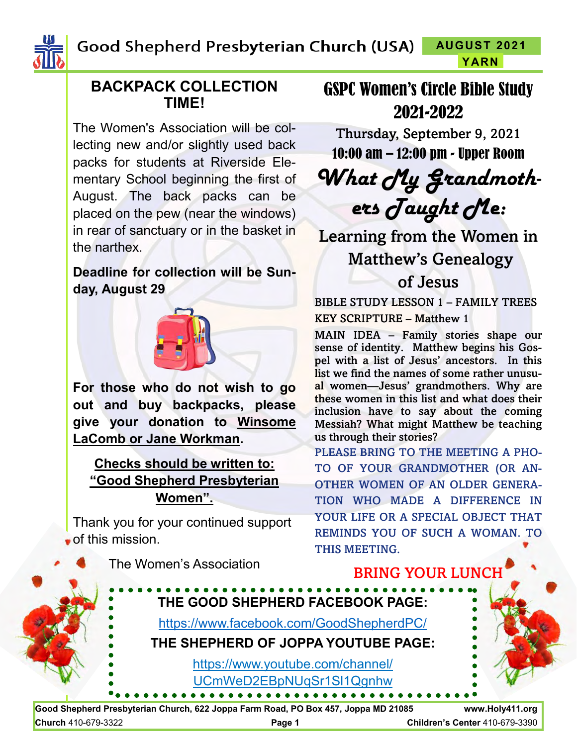# Good Shepherd Presbyterian Church (USA)

**AUGUST 2021**
**YARN**

## BACKPACK COLLECTION TIME!

The Women's Association will be collecting new and/or slightly used back packs for students at Riverside Elementary School beginning the first of August. The back packs can be placed on the pew (near the windows) in rear of sanctuary or in the basket in the narthex.

**Deadline for collection will be Sunday, August 29**

**For those who do not wish to go out and buy backpacks, please give your donation to Winsome LaComb or Jane Workman.**

**Checks should be written to: "Good Shepherd Presbyterian Women".**

Thank you for your continued support of this mission.

The Women's Association

## GSPC Women's Circle Bible Study 2021-2022

Thursday, September 9, 2021

**10:00 am – 12:00 pm - Upper Room**

### *What My Grandmothers Taught Me:*

### Learning from the Women in Matthew's Genealogy of Jesus

BIBLE STUDY LESSON 1 – FAMILY TREES

KEY SCRIPTURE – Matthew 1

MAIN IDEA – Family stories shape our sense of identity. Matthew begins his Gospel with a list of Jesus' ancestors. In this list we find the names of some rather unusual women—Jesus' grandmothers. Why are these women in this list and what does their inclusion have to say about the coming Messiah? What might Matthew be teaching us through their stories?

PLEASE BRING TO THE MEETING A PHOTO OF YOUR GRANDMOTHER (OR ANOTHER WOMEN OF AN OLDER GENERATION WHO MADE A DIFFERENCE IN YOUR LIFE OR A SPECIAL OBJECT THAT REMINDS YOU OF SUCH A WOMAN. TO THIS MEETING.

**BRING YOUR LUNCH**

**THE GOOD SHEPHERD FACEBOOK PAGE:**

https://www.facebook.com/GoodShepherdPC/

**THE SHEPHERD OF JOPPA YOUTUBE PAGE:**

https://www.youtube.com/channel/UCmWeD2EBpNUqSr1Sl1Qgnhw

**Good Shepherd Presbyterian Church, 622 Joppa Farm Road, PO Box 457, Joppa MD 21085** **www.Holy411.org**

**Church** 410-679-3322 **Children's Center** 410-679-3390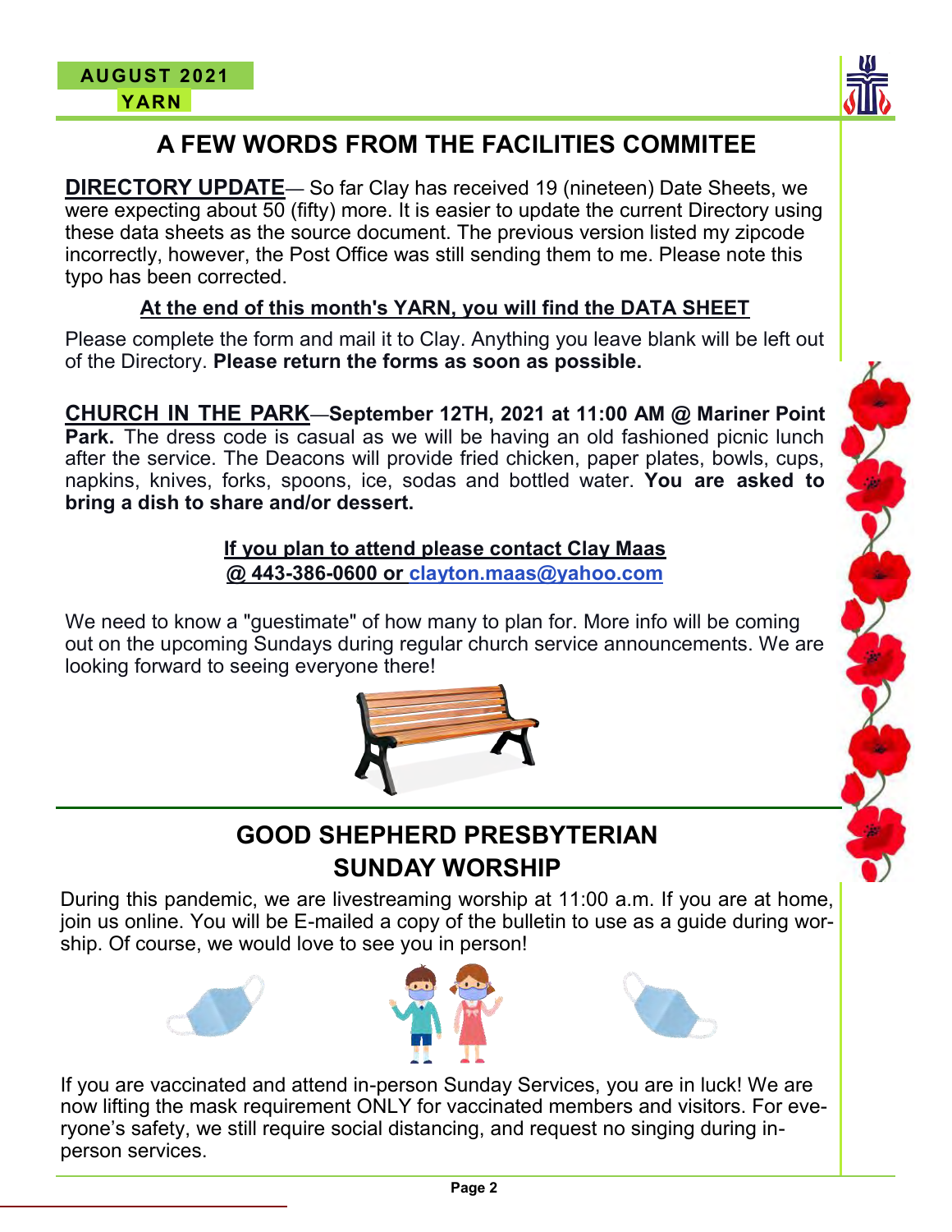# A FEW WORDS FROM THE FACILITIES COMMITEE

**DIRECTORY UPDATE**— So far Clay has received 19 (nineteen) Date Sheets, we were expecting about 50 (fifty) more. It is easier to update the current Directory using these data sheets as the source document. The previous version listed my zipcode incorrectly, however, the Post Office was still sending them to me. Please note this typo has been corrected.

**At the end of this month's YARN, you will find the DATA SHEET**

Please complete the form and mail it to Clay. Anything you leave blank will be left out of the Directory. **Please return the forms as soon as possible.**

**CHURCH IN THE PARK**—**September 12TH, 2021 at 11:00 AM @ Mariner Point Park.** The dress code is casual as we will be having an old fashioned picnic lunch after the service. The Deacons will provide fried chicken, paper plates, bowls, cups, napkins, knives, forks, spoons, ice, sodas and bottled water. **You are asked to bring a dish to share and/or dessert.**

**If you plan to attend please contact Clay Maas @ 443-386-0600 or clayton.maas@yahoo.com**

We need to know a "guestimate" of how many to plan for. More info will be coming out on the upcoming Sundays during regular church service announcements. We are looking forward to seeing everyone there!

## GOOD SHEPHERD PRESBYTERIAN SUNDAY WORSHIP

During this pandemic, we are livestreaming worship at 11:00 a.m. If you are at home, join us online. You will be E-mailed a copy of the bulletin to use as a guide during worship. Of course, we would love to see you in person!

If you are vaccinated and attend in-person Sunday Services, you are in luck! We are now lifting the mask requirement ONLY for vaccinated members and visitors. For everyone's safety, we still require social distancing, and request no singing during in-person services.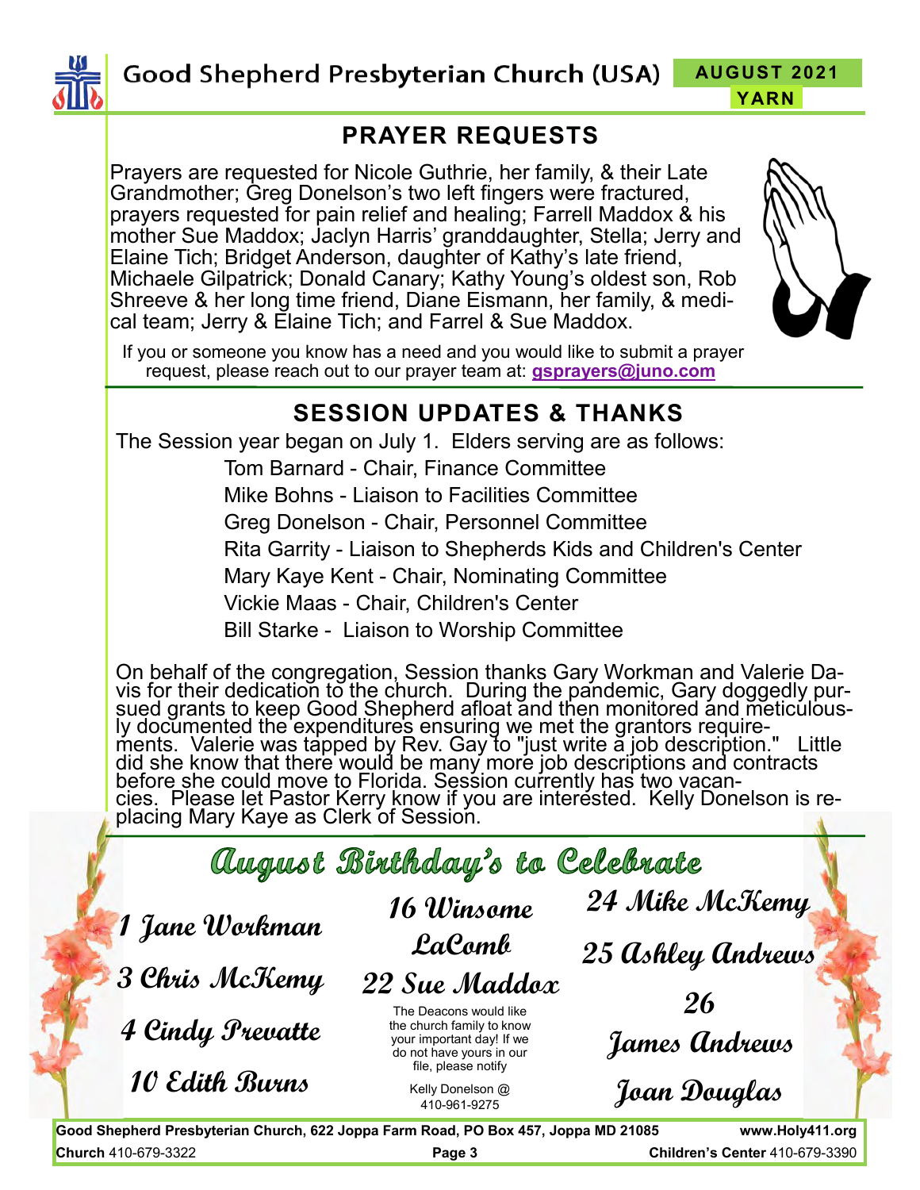## PRAYER REQUESTS

Prayers are requested for Nicole Guthrie, her family, & their Late Grandmother; Greg Donelson's two left fingers were fractured, prayers requested for pain relief and healing; Farrell Maddox & his mother Sue Maddox; Jaclyn Harris' granddaughter, Stella; Jerry and Elaine Tich; Bridget Anderson, daughter of Kathy's late friend, Michaele Gilpatrick; Donald Canary; Kathy Young's oldest son, Rob Shreeve & her long time friend, Diane Eismann, her family, & medical team; Jerry & Elaine Tich; and Farrel & Sue Maddox.

If you or someone you know has a need and you would like to submit a prayer request, please reach out to our prayer team at: **gsprayers@juno.com**

## SESSION UPDATES & THANKS

The Session year began on July 1. Elders serving are as follows:

- Tom Barnard - Chair, Finance Committee
- Mike Bohns - Liaison to Facilities Committee
- Greg Donelson - Chair, Personnel Committee
- Rita Garrity - Liaison to Shepherds Kids and Children's Center
- Mary Kaye Kent - Chair, Nominating Committee
- Vickie Maas - Chair, Children's Center
- Bill Starke - Liaison to Worship Committee

On behalf of the congregation, Session thanks Gary Workman and Valerie Davis for their dedication to the church. During the pandemic, Gary doggedly pursued grants to keep Good Shepherd afloat and then monitored and meticulously documented the expenditures ensuring we met the grantors requirements. Valerie was tapped by Rev. Gay to "just write a job description." Little did she know that there would be many more job descriptions and contracts before she could move to Florida. Session currently has two vacancies. Please let Pastor Kerry know if you are interested. Kelly Donelson is replacing Mary Kaye as Clerk of Session.

## *August Birthday's to Celebrate*

*1 Jane Workman*

*3 Chris McKemy*

*4 Cindy Prevatte*

*10 Edith Burns*

*16 Winsome LaComb*

*22 Sue Maddox*

The Deacons would like the church family to know your important day! If we do not have yours in our file, please notify Kelly Donelson @ 410-961-9275

*24 Mike McKemy*

*25 Ashley Andrews*

*26 James Andrews*

*Joan Douglas*

**Good Shepherd Presbyterian Church, 622 Joppa Farm Road, PO Box 457, Joppa MD 21085** **www.Holy411.org**

**Church** 410-679-3322 **Children's Center** 410-679-3390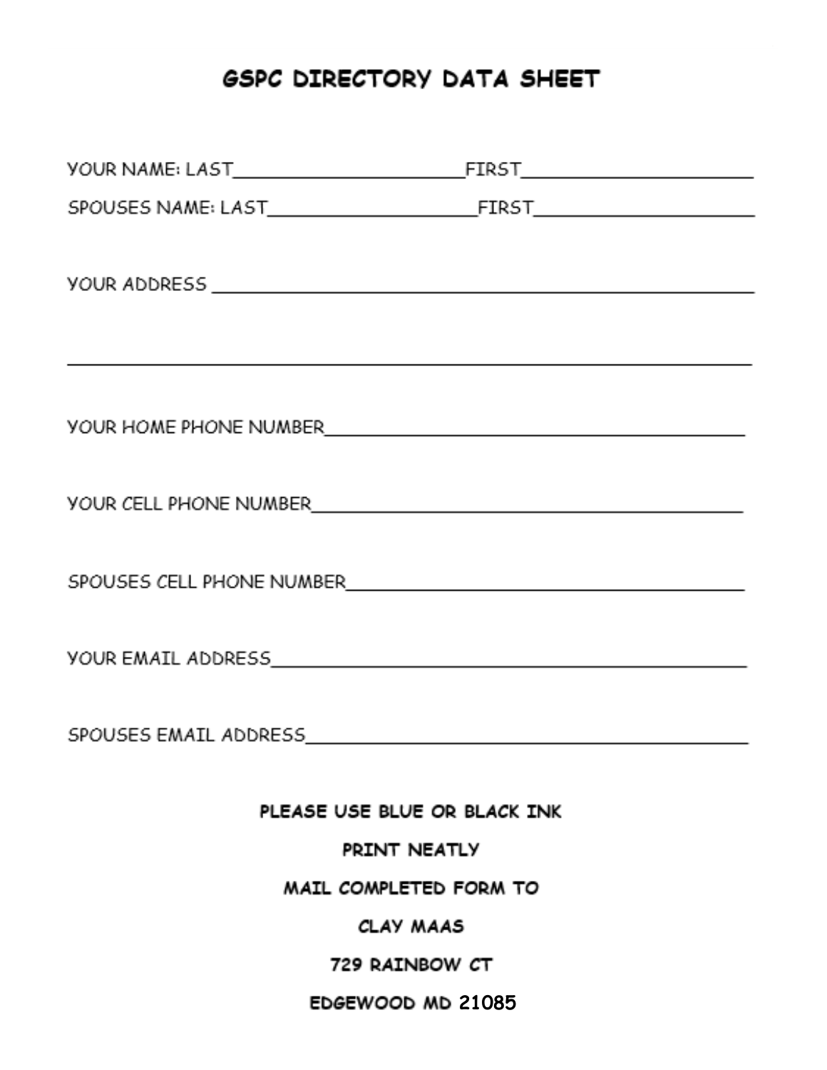# GSPC DIRECTORY DATA SHEET

YOUR NAME: LAST_______________________FIRST_______________________

SPOUSES NAME: LAST_____________________FIRST_____________________

YOUR ADDRESS ________________________________________________________

_____________________________________________________________________

YOUR HOME PHONE NUMBER_______________________________________________

YOUR CELL PHONE NUMBER_______________________________________________

SPOUSES CELL PHONE NUMBER____________________________________________

YOUR EMAIL ADDRESS___________________________________________________

SPOUSES EMAIL ADDRESS________________________________________________

**PLEASE USE BLUE OR BLACK INK**

**PRINT NEATLY**

**MAIL COMPLETED FORM TO**

**CLAY MAAS**

**729 RAINBOW CT**

**EDGEWOOD MD 21085**